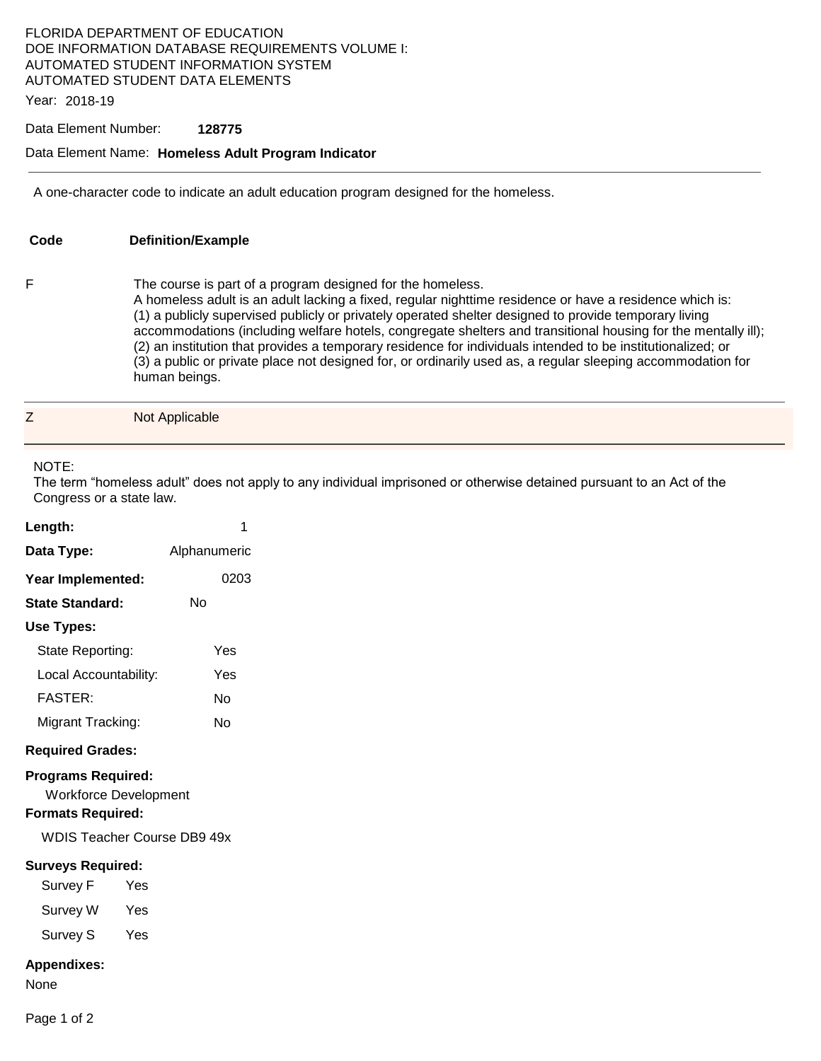FLORIDA DEPARTMENT OF EDUCATION
DOE INFORMATION DATABASE REQUIREMENTS VOLUME I:
AUTOMATED STUDENT INFORMATION SYSTEM
AUTOMATED STUDENT DATA ELEMENTS

Year: 2018-19

Data Element Number: **128775**

Data Element Name: **Homeless Adult Program Indicator**

---

A one-character code to indicate an adult education program designed for the homeless.

| Code | Definition/Example |
|---|---|
| F | The course is part of a program designed for the homeless.<br>A homeless adult is an adult lacking a fixed, regular nighttime residence or have a residence which is:<br>(1) a publicly supervised publicly or privately operated shelter designed to provide temporary living accommodations (including welfare hotels, congregate shelters and transitional housing for the mentally ill);<br>(2) an institution that provides a temporary residence for individuals intended to be institutionalized; or<br>(3) a public or private place not designed for, or ordinarily used as, a regular sleeping accommodation for human beings. |
| Z | Not Applicable |

NOTE:
The term "homeless adult" does not apply to any individual imprisoned or otherwise detained pursuant to an Act of the Congress or a state law.

**Length:** 1

**Data Type:** Alphanumeric

**Year Implemented:** 0203

**State Standard:** No

**Use Types:**

- State Reporting: Yes
- Local Accountability: Yes
- FASTER: No
- Migrant Tracking: No

**Required Grades:**

**Programs Required:**

Workforce Development

**Formats Required:**

WDIS Teacher Course DB9 49x

**Surveys Required:**

- Survey F Yes
- Survey W Yes
- Survey S Yes

**Appendixes:**

None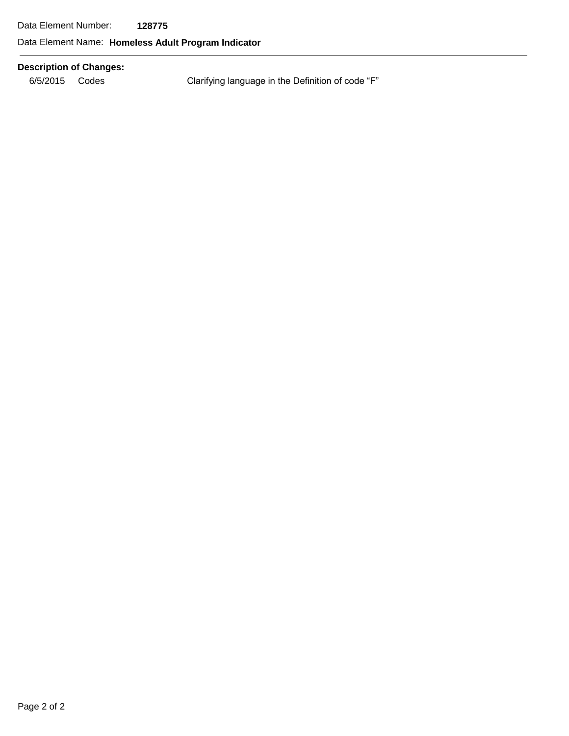Data Element Number: **128775**

Data Element Name: **Homeless Adult Program Indicator**

---

**Description of Changes:**

| | | |
|---|---|---|
| 6/5/2015 | Codes | Clarifying language in the Definition of code “F” |